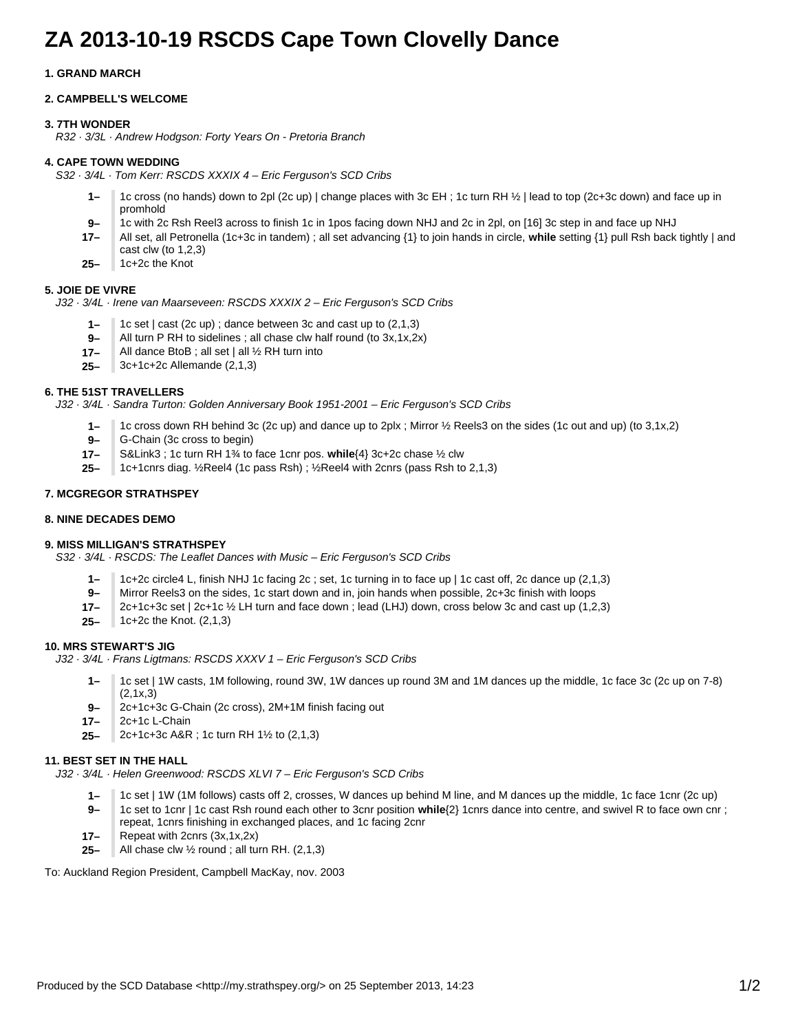# ZA 2013-10-19 RSCDS Cape Town Clovelly Dance

### 1. GRAND MARCH

### 2. CAMPBELL'S WELCOME

### 3. 7TH WONDER

*R32 · 3/3L · Andrew Hodgson: Forty Years On - Pretoria Branch*

### 4. CAPE TOWN WEDDING

*S32 · 3/4L · Tom Kerr: RSCDS XXXIX 4 – Eric Ferguson's SCD Cribs*

- **1–** 1c cross (no hands) down to 2pl (2c up) | change places with 3c EH ; 1c turn RH ½ | lead to top (2c+3c down) and face up in promhold
- **9–** 1c with 2c Rsh Reel3 across to finish 1c in 1pos facing down NHJ and 2c in 2pl, on [16] 3c step in and face up NHJ
- **17–** All set, all Petronella (1c+3c in tandem) ; all set advancing {1} to join hands in circle, **while** setting {1} pull Rsh back tightly | and cast clw (to 1,2,3)
- **25–** 1c+2c the Knot

### 5. JOIE DE VIVRE

*J32 · 3/4L · Irene van Maarseveen: RSCDS XXXIX 2 – Eric Ferguson's SCD Cribs*

- **1–** 1c set | cast (2c up) ; dance between 3c and cast up to (2,1,3)
- **9–** All turn P RH to sidelines ; all chase clw half round (to 3x,1x,2x)
- **17–** All dance BtoB ; all set | all ½ RH turn into
- **25–** 3c+1c+2c Allemande (2,1,3)

### 6. THE 51ST TRAVELLERS

*J32 · 3/4L · Sandra Turton: Golden Anniversary Book 1951-2001 – Eric Ferguson's SCD Cribs*

- **1–** 1c cross down RH behind 3c (2c up) and dance up to 2plx ; Mirror ½ Reels3 on the sides (1c out and up) (to 3,1x,2)
- **9–** G-Chain (3c cross to begin)
- **17–** S&Link3 ; 1c turn RH 1¾ to face 1cnr pos. **while**{4} 3c+2c chase ½ clw
- **25–** 1c+1cnrs diag. ½Reel4 (1c pass Rsh) ; ½Reel4 with 2cnrs (pass Rsh to 2,1,3)

### 7. MCGREGOR STRATHSPEY

### 8. NINE DECADES DEMO

### 9. MISS MILLIGAN'S STRATHSPEY

*S32 · 3/4L · RSCDS: The Leaflet Dances with Music – Eric Ferguson's SCD Cribs*

- **1–** 1c+2c circle4 L, finish NHJ 1c facing 2c ; set, 1c turning in to face up | 1c cast off, 2c dance up (2,1,3)
- **9–** Mirror Reels3 on the sides, 1c start down and in, join hands when possible, 2c+3c finish with loops
- **17–** 2c+1c+3c set | 2c+1c ½ LH turn and face down ; lead (LHJ) down, cross below 3c and cast up (1,2,3)
- **25–** 1c+2c the Knot. (2,1,3)

### 10. MRS STEWART'S JIG

*J32 · 3/4L · Frans Ligtmans: RSCDS XXXV 1 – Eric Ferguson's SCD Cribs*

- **1–** 1c set | 1W casts, 1M following, round 3W, 1W dances up round 3M and 1M dances up the middle, 1c face 3c (2c up on 7-8) (2,1x,3)
- **9–** 2c+1c+3c G-Chain (2c cross), 2M+1M finish facing out
- **17–** 2c+1c L-Chain
- **25–** 2c+1c+3c A&R ; 1c turn RH 1½ to (2,1,3)

### 11. BEST SET IN THE HALL

*J32 · 3/4L · Helen Greenwood: RSCDS XLVI 7 – Eric Ferguson's SCD Cribs*

- **1–** 1c set | 1W (1M follows) casts off 2, crosses, W dances up behind M line, and M dances up the middle, 1c face 1cnr (2c up)
- **9–** 1c set to 1cnr | 1c cast Rsh round each other to 3cnr position **while**{2} 1cnrs dance into centre, and swivel R to face own cnr ; repeat, 1cnrs finishing in exchanged places, and 1c facing 2cnr
- **17–** Repeat with 2cnrs (3x,1x,2x)
- **25–** All chase clw ½ round ; all turn RH. (2,1,3)

To: Auckland Region President, Campbell MacKay, nov. 2003

Produced by the SCD Database <http://my.strathspey.org/> on 25 September 2013, 14:23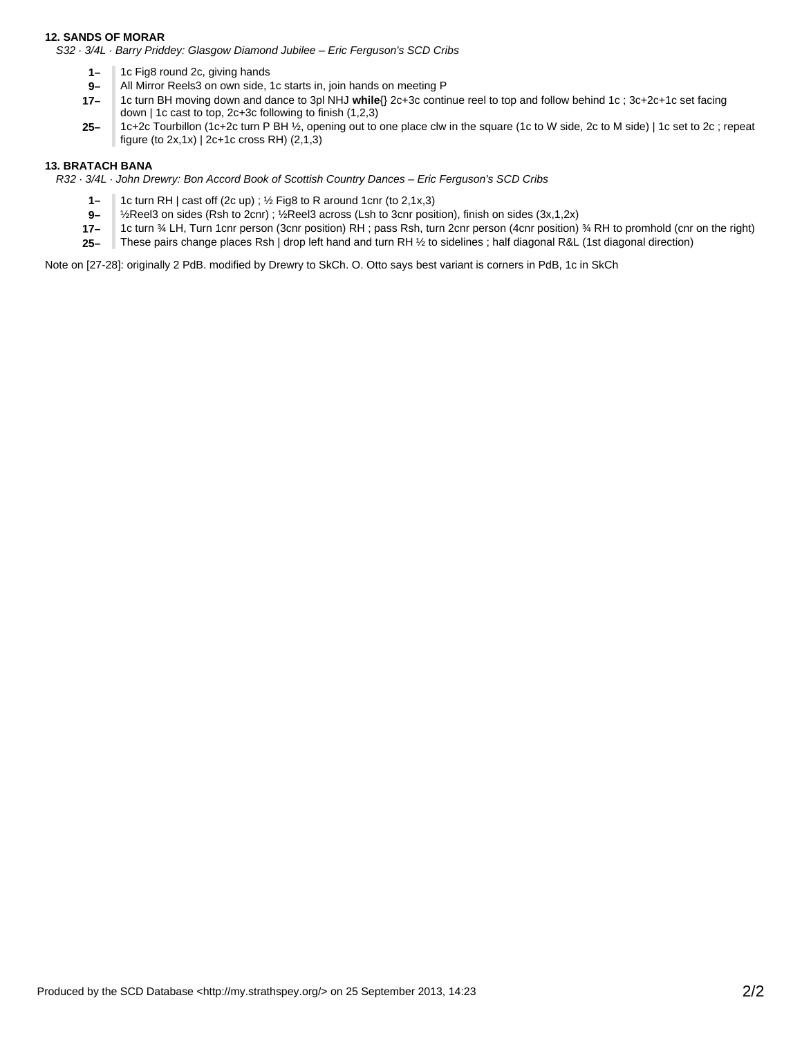### 12. SANDS OF MORAR

*S32 · 3/4L · Barry Priddey: Glasgow Diamond Jubilee – Eric Ferguson's SCD Cribs*

- **1–** 1c Fig8 round 2c, giving hands
- **9–** All Mirror Reels3 on own side, 1c starts in, join hands on meeting P
- **17–** 1c turn BH moving down and dance to 3pl NHJ **while**{} 2c+3c continue reel to top and follow behind 1c ; 3c+2c+1c set facing down | 1c cast to top, 2c+3c following to finish (1,2,3)
- **25–** 1c+2c Tourbillon (1c+2c turn P BH ½, opening out to one place clw in the square (1c to W side, 2c to M side) | 1c set to 2c ; repeat figure (to 2x,1x) | 2c+1c cross RH) (2,1,3)

### 13. BRATACH BANA

*R32 · 3/4L · John Drewry: Bon Accord Book of Scottish Country Dances – Eric Ferguson's SCD Cribs*

- **1–** 1c turn RH | cast off (2c up) ; ½ Fig8 to R around 1cnr (to 2,1x,3)
- **9–** ½Reel3 on sides (Rsh to 2cnr) ; ½Reel3 across (Lsh to 3cnr position), finish on sides (3x,1,2x)
- **17–** 1c turn ¾ LH, Turn 1cnr person (3cnr position) RH ; pass Rsh, turn 2cnr person (4cnr position) ¾ RH to promhold (cnr on the right)
- **25–** These pairs change places Rsh | drop left hand and turn RH ½ to sidelines ; half diagonal R&L (1st diagonal direction)

Note on [27-28]: originally 2 PdB. modified by Drewry to SkCh. O. Otto says best variant is corners in PdB, 1c in SkCh